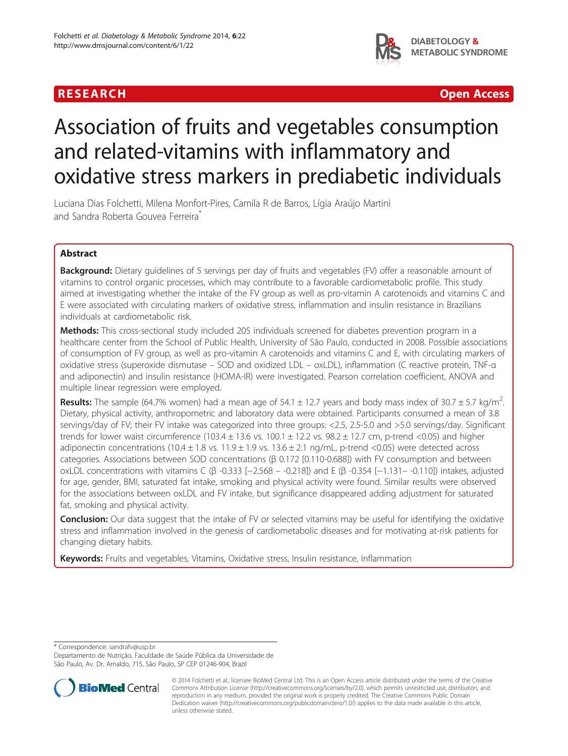RESEARCH Open Access

# Association of fruits and vegetables consumption and related-vitamins with inflammatory and oxidative stress markers in prediabetic individuals

Luciana Dias Folchetti, Milena Monfort-Pires, Camila R de Barros, Lígia Araújo Martini and Sandra Roberta Gouvea Ferreira*

## Abstract

**Background:** Dietary guidelines of 5 servings per day of fruits and vegetables (FV) offer a reasonable amount of vitamins to control organic processes, which may contribute to a favorable cardiometabolic profile. This study aimed at investigating whether the intake of the FV group as well as pro-vitamin A carotenoids and vitamins C and E were associated with circulating markers of oxidative stress, inflammation and insulin resistance in Brazilians individuals at cardiometabolic risk.

**Methods:** This cross-sectional study included 205 individuals screened for diabetes prevention program in a healthcare center from the School of Public Health, University of São Paulo, conducted in 2008. Possible associations of consumption of FV group, as well as pro-vitamin A carotenoids and vitamins C and E, with circulating markers of oxidative stress (superoxide dismutase – SOD and oxidized LDL – oxLDL), inflammation (C reactive protein, TNF-α and adiponectin) and insulin resistance (HOMA-IR) were investigated. Pearson correlation coefficient, ANOVA and multiple linear regression were employed.

**Results:** The sample (64.7% women) had a mean age of 54.1 ± 12.7 years and body mass index of 30.7 ± 5.7 kg/m$^2$. Dietary, physical activity, anthropometric and laboratory data were obtained. Participants consumed a mean of 3.8 servings/day of FV; their FV intake was categorized into three groups: <2.5, 2.5-5.0 and >5.0 servings/day. Significant trends for lower waist circumference (103.4 ± 13.6 vs. 100.1 ± 12.2 vs. 98.2 ± 12.7 cm, p-trend <0.05) and higher adiponectin concentrations (10.4 ± 1.8 vs. 11.9 ± 1.9 vs. 13.6 ± 2.1 ng/mL, p-trend <0.05) were detected across categories. Associations between SOD concentrations (β 0.172 [0.110-0.688]) with FV consumption and between oxLDL concentrations with vitamins C (β -0.333 [−2.568 – -0.218]) and E (β -0.354 [−1.131– -0.110]) intakes, adjusted for age, gender, BMI, saturated fat intake, smoking and physical activity were found. Similar results were observed for the associations between oxLDL and FV intake, but significance disappeared adding adjustment for saturated fat, smoking and physical activity.

**Conclusion:** Our data suggest that the intake of FV or selected vitamins may be useful for identifying the oxidative stress and inflammation involved in the genesis of cardiometabolic diseases and for motivating at-risk patients for changing dietary habits.

**Keywords:** Fruits and vegetables, Vitamins, Oxidative stress, Insulin resistance, Inflammation

---

* Correspondence: sandrafv@usp.br
Departamento de Nutrição, Faculdade de Saúde Pública da Universidade de São Paulo, Av. Dr. Arnaldo, 715, São Paulo, SP CEP 01246-904, Brazil

© 2014 Folchetti et al.; licensee BioMed Central Ltd. This is an Open Access article distributed under the terms of the Creative Commons Attribution License (http://creativecommons.org/licenses/by/2.0), which permits unrestricted use, distribution, and reproduction in any medium, provided the original work is properly credited. The Creative Commons Public Domain Dedication waiver (http://creativecommons.org/publicdomain/zero/1.0/) applies to the data made available in this article, unless otherwise stated.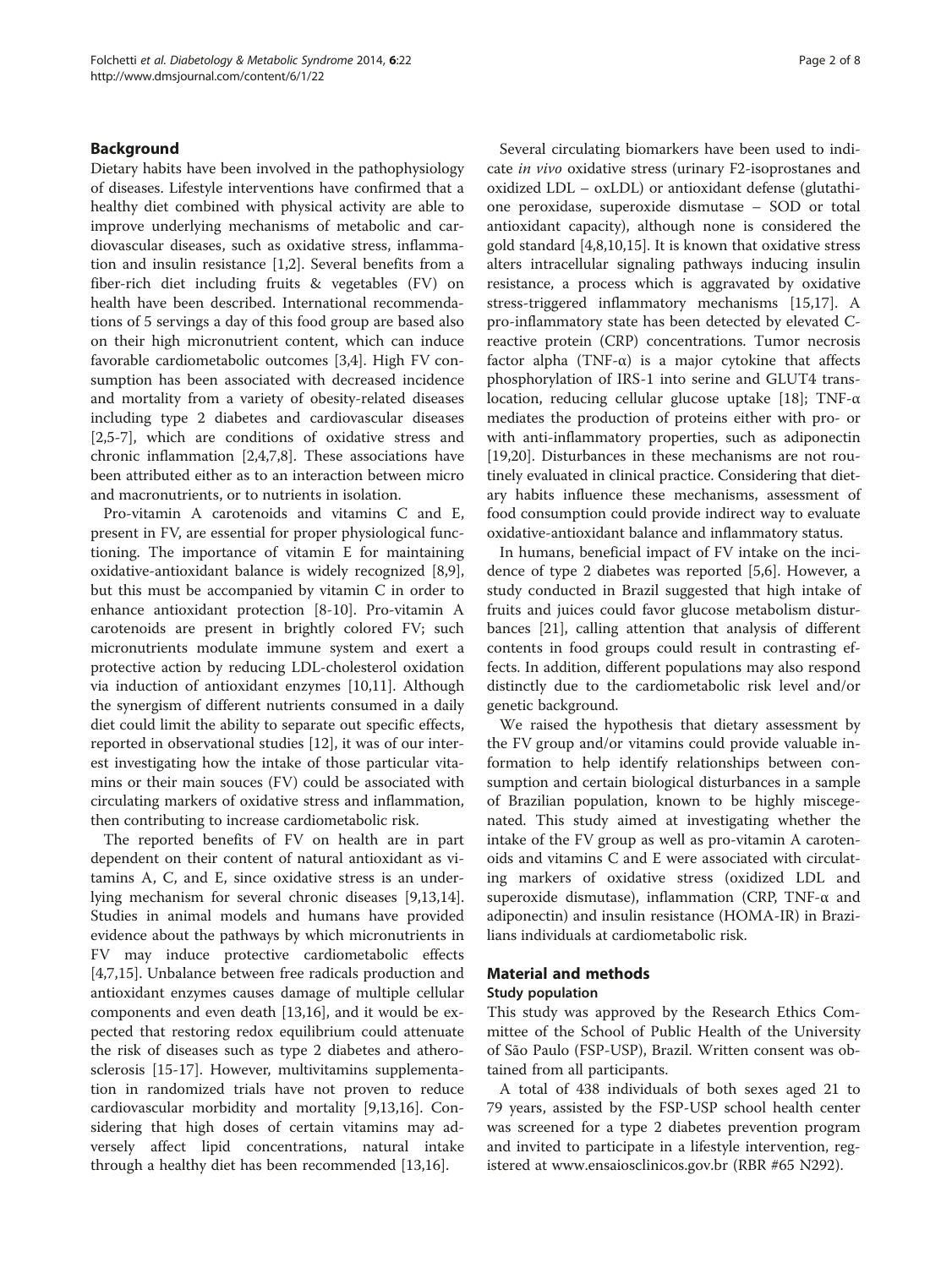## Background

Dietary habits have been involved in the pathophysiology of diseases. Lifestyle interventions have confirmed that a healthy diet combined with physical activity are able to improve underlying mechanisms of metabolic and cardiovascular diseases, such as oxidative stress, inflammation and insulin resistance [1,2]. Several benefits from a fiber-rich diet including fruits & vegetables (FV) on health have been described. International recommendations of 5 servings a day of this food group are based also on their high micronutrient content, which can induce favorable cardiometabolic outcomes [3,4]. High FV consumption has been associated with decreased incidence and mortality from a variety of obesity-related diseases including type 2 diabetes and cardiovascular diseases [2,5-7], which are conditions of oxidative stress and chronic inflammation [2,4,7,8]. These associations have been attributed either as to an interaction between micro and macronutrients, or to nutrients in isolation.

Pro-vitamin A carotenoids and vitamins C and E, present in FV, are essential for proper physiological functioning. The importance of vitamin E for maintaining oxidative-antioxidant balance is widely recognized [8,9], but this must be accompanied by vitamin C in order to enhance antioxidant protection [8-10]. Pro-vitamin A carotenoids are present in brightly colored FV; such micronutrients modulate immune system and exert a protective action by reducing LDL-cholesterol oxidation via induction of antioxidant enzymes [10,11]. Although the synergism of different nutrients consumed in a daily diet could limit the ability to separate out specific effects, reported in observational studies [12], it was of our interest investigating how the intake of those particular vitamins or their main souces (FV) could be associated with circulating markers of oxidative stress and inflammation, then contributing to increase cardiometabolic risk.

The reported benefits of FV on health are in part dependent on their content of natural antioxidant as vitamins A, C, and E, since oxidative stress is an underlying mechanism for several chronic diseases [9,13,14]. Studies in animal models and humans have provided evidence about the pathways by which micronutrients in FV may induce protective cardiometabolic effects [4,7,15]. Unbalance between free radicals production and antioxidant enzymes causes damage of multiple cellular components and even death [13,16], and it would be expected that restoring redox equilibrium could attenuate the risk of diseases such as type 2 diabetes and atherosclerosis [15-17]. However, multivitamins supplementation in randomized trials have not proven to reduce cardiovascular morbidity and mortality [9,13,16]. Considering that high doses of certain vitamins may adversely affect lipid concentrations, natural intake through a healthy diet has been recommended [13,16].

Several circulating biomarkers have been used to indicate *in vivo* oxidative stress (urinary F2-isoprostanes and oxidized LDL – oxLDL) or antioxidant defense (glutathione peroxidase, superoxide dismutase – SOD or total antioxidant capacity), although none is considered the gold standard [4,8,10,15]. It is known that oxidative stress alters intracellular signaling pathways inducing insulin resistance, a process which is aggravated by oxidative stress-triggered inflammatory mechanisms [15,17]. A pro-inflammatory state has been detected by elevated C-reactive protein (CRP) concentrations. Tumor necrosis factor alpha (TNF-α) is a major cytokine that affects phosphorylation of IRS-1 into serine and GLUT4 translocation, reducing cellular glucose uptake [18]; TNF-α mediates the production of proteins either with pro- or with anti-inflammatory properties, such as adiponectin [19,20]. Disturbances in these mechanisms are not routinely evaluated in clinical practice. Considering that dietary habits influence these mechanisms, assessment of food consumption could provide indirect way to evaluate oxidative-antioxidant balance and inflammatory status.

In humans, beneficial impact of FV intake on the incidence of type 2 diabetes was reported [5,6]. However, a study conducted in Brazil suggested that high intake of fruits and juices could favor glucose metabolism disturbances [21], calling attention that analysis of different contents in food groups could result in contrasting effects. In addition, different populations may also respond distinctly due to the cardiometabolic risk level and/or genetic background.

We raised the hypothesis that dietary assessment by the FV group and/or vitamins could provide valuable information to help identify relationships between consumption and certain biological disturbances in a sample of Brazilian population, known to be highly miscegenated. This study aimed at investigating whether the intake of the FV group as well as pro-vitamin A carotenoids and vitamins C and E were associated with circulating markers of oxidative stress (oxidized LDL and superoxide dismutase), inflammation (CRP, TNF-α and adiponectin) and insulin resistance (HOMA-IR) in Brazilians individuals at cardiometabolic risk.

## Material and methods

### Study population

This study was approved by the Research Ethics Committee of the School of Public Health of the University of São Paulo (FSP-USP), Brazil. Written consent was obtained from all participants.

A total of 438 individuals of both sexes aged 21 to 79 years, assisted by the FSP-USP school health center was screened for a type 2 diabetes prevention program and invited to participate in a lifestyle intervention, registered at www.ensaiosclinicos.gov.br (RBR #65 N292).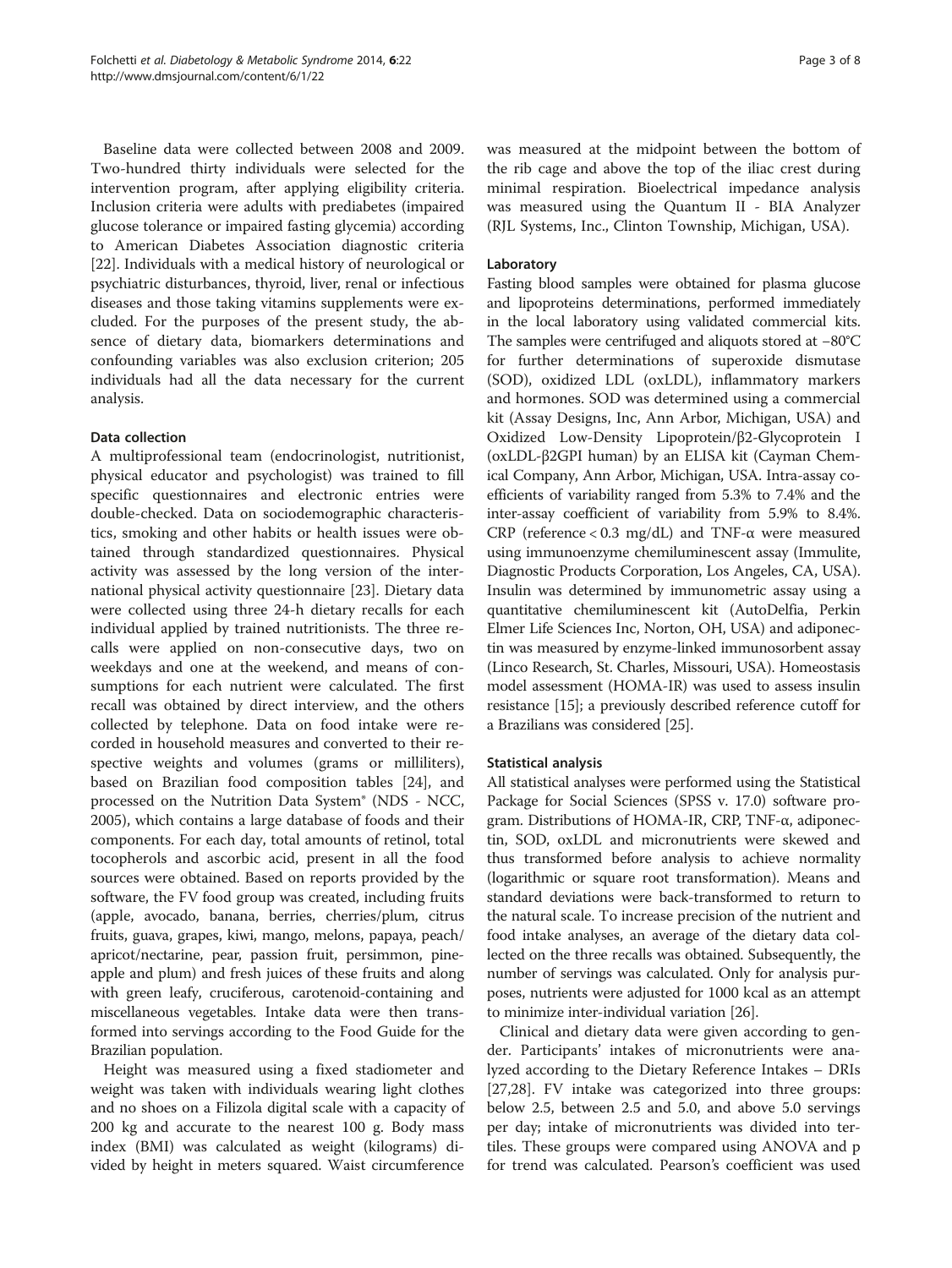Baseline data were collected between 2008 and 2009. Two-hundred thirty individuals were selected for the intervention program, after applying eligibility criteria. Inclusion criteria were adults with prediabetes (impaired glucose tolerance or impaired fasting glycemia) according to American Diabetes Association diagnostic criteria [22]. Individuals with a medical history of neurological or psychiatric disturbances, thyroid, liver, renal or infectious diseases and those taking vitamins supplements were excluded. For the purposes of the present study, the absence of dietary data, biomarkers determinations and confounding variables was also exclusion criterion; 205 individuals had all the data necessary for the current analysis.

### Data collection

A multiprofessional team (endocrinologist, nutritionist, physical educator and psychologist) was trained to fill specific questionnaires and electronic entries were double-checked. Data on sociodemographic characteristics, smoking and other habits or health issues were obtained through standardized questionnaires. Physical activity was assessed by the long version of the international physical activity questionnaire [23]. Dietary data were collected using three 24-h dietary recalls for each individual applied by trained nutritionists. The three recalls were applied on non-consecutive days, two on weekdays and one at the weekend, and means of consumptions for each nutrient were calculated. The first recall was obtained by direct interview, and the others collected by telephone. Data on food intake were recorded in household measures and converted to their respective weights and volumes (grams or milliliters), based on Brazilian food composition tables [24], and processed on the Nutrition Data System® (NDS - NCC, 2005), which contains a large database of foods and their components. For each day, total amounts of retinol, total tocopherols and ascorbic acid, present in all the food sources were obtained. Based on reports provided by the software, the FV food group was created, including fruits (apple, avocado, banana, berries, cherries/plum, citrus fruits, guava, grapes, kiwi, mango, melons, papaya, peach/apricot/nectarine, pear, passion fruit, persimmon, pineapple and plum) and fresh juices of these fruits and along with green leafy, cruciferous, carotenoid-containing and miscellaneous vegetables. Intake data were then transformed into servings according to the Food Guide for the Brazilian population.

Height was measured using a fixed stadiometer and weight was taken with individuals wearing light clothes and no shoes on a Filizola digital scale with a capacity of 200 kg and accurate to the nearest 100 g. Body mass index (BMI) was calculated as weight (kilograms) divided by height in meters squared. Waist circumference was measured at the midpoint between the bottom of the rib cage and above the top of the iliac crest during minimal respiration. Bioelectrical impedance analysis was measured using the Quantum II - BIA Analyzer (RJL Systems, Inc., Clinton Township, Michigan, USA).

### Laboratory

Fasting blood samples were obtained for plasma glucose and lipoproteins determinations, performed immediately in the local laboratory using validated commercial kits. The samples were centrifuged and aliquots stored at −80°C for further determinations of superoxide dismutase (SOD), oxidized LDL (oxLDL), inflammatory markers and hormones. SOD was determined using a commercial kit (Assay Designs, Inc, Ann Arbor, Michigan, USA) and Oxidized Low-Density Lipoprotein/β2-Glycoprotein I (oxLDL-β2GPI human) by an ELISA kit (Cayman Chemical Company, Ann Arbor, Michigan, USA. Intra-assay coefficients of variability ranged from 5.3% to 7.4% and the inter-assay coefficient of variability from 5.9% to 8.4%. CRP (reference < 0.3 mg/dL) and TNF-α were measured using immunoenzyme chemiluminescent assay (Immulite, Diagnostic Products Corporation, Los Angeles, CA, USA). Insulin was determined by immunometric assay using a quantitative chemiluminescent kit (AutoDelfia, Perkin Elmer Life Sciences Inc, Norton, OH, USA) and adiponectin was measured by enzyme-linked immunosorbent assay (Linco Research, St. Charles, Missouri, USA). Homeostasis model assessment (HOMA-IR) was used to assess insulin resistance [15]; a previously described reference cutoff for a Brazilians was considered [25].

### Statistical analysis

All statistical analyses were performed using the Statistical Package for Social Sciences (SPSS v. 17.0) software program. Distributions of HOMA-IR, CRP, TNF-α, adiponectin, SOD, oxLDL and micronutrients were skewed and thus transformed before analysis to achieve normality (logarithmic or square root transformation). Means and standard deviations were back-transformed to return to the natural scale. To increase precision of the nutrient and food intake analyses, an average of the dietary data collected on the three recalls was obtained. Subsequently, the number of servings was calculated. Only for analysis purposes, nutrients were adjusted for 1000 kcal as an attempt to minimize inter-individual variation [26].

Clinical and dietary data were given according to gender. Participants' intakes of micronutrients were analyzed according to the Dietary Reference Intakes – DRIs [27,28]. FV intake was categorized into three groups: below 2.5, between 2.5 and 5.0, and above 5.0 servings per day; intake of micronutrients was divided into tertiles. These groups were compared using ANOVA and p for trend was calculated. Pearson's coefficient was used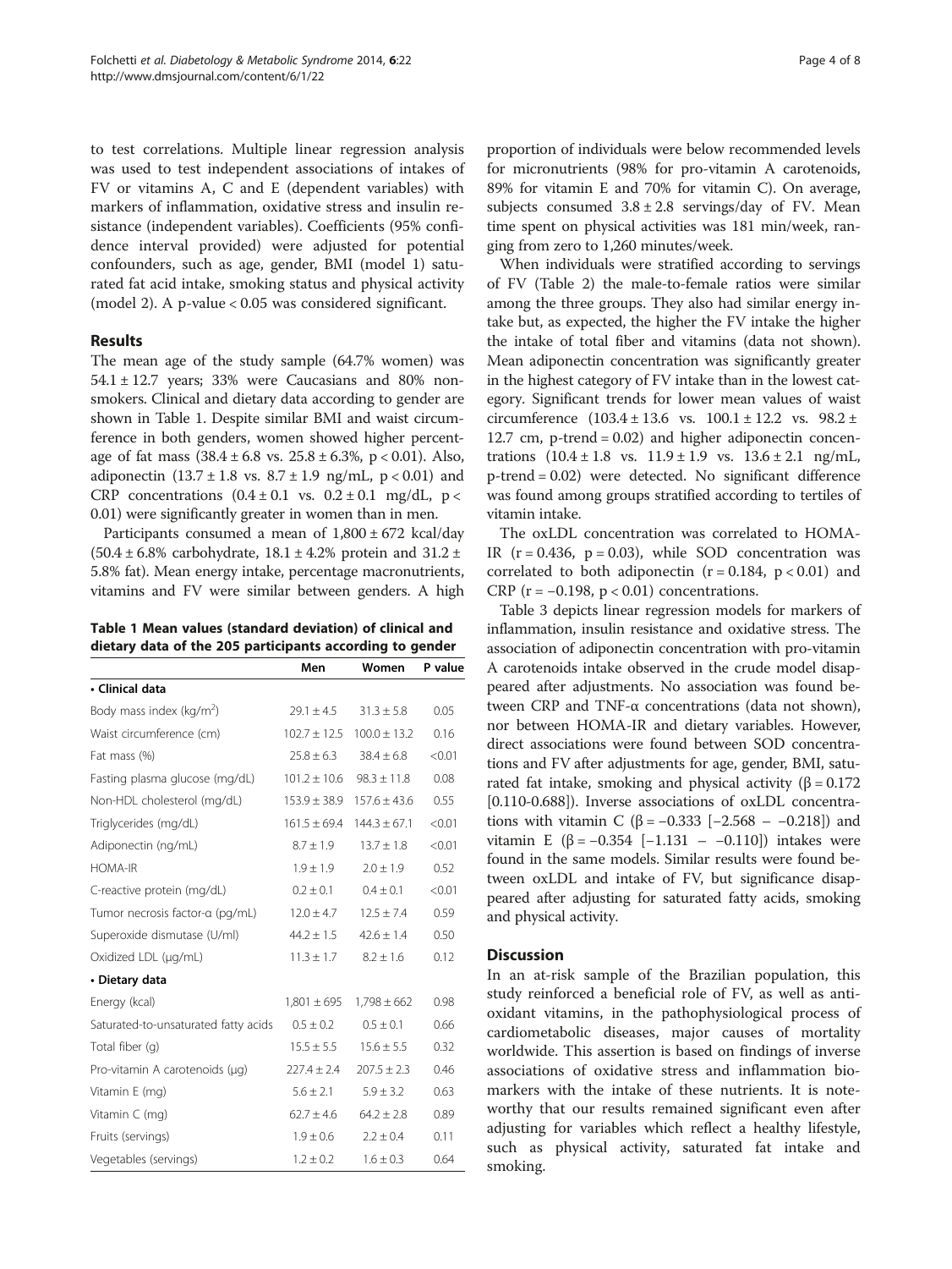to test correlations. Multiple linear regression analysis was used to test independent associations of intakes of FV or vitamins A, C and E (dependent variables) with markers of inflammation, oxidative stress and insulin resistance (independent variables). Coefficients (95% confidence interval provided) were adjusted for potential confounders, such as age, gender, BMI (model 1) saturated fat acid intake, smoking status and physical activity (model 2). A p-value < 0.05 was considered significant.

## Results

The mean age of the study sample (64.7% women) was 54.1 ± 12.7 years; 33% were Caucasians and 80% nonsmokers. Clinical and dietary data according to gender are shown in Table 1. Despite similar BMI and waist circumference in both genders, women showed higher percentage of fat mass (38.4 ± 6.8 vs. 25.8 ± 6.3%, $p < 0.01$). Also, adiponectin (13.7 ± 1.8 vs. 8.7 ± 1.9 ng/mL, $p < 0.01$) and CRP concentrations (0.4 ± 0.1 vs. 0.2 ± 0.1 mg/dL, $p < 0.01$) were significantly greater in women than in men.

Participants consumed a mean of 1,800 ± 672 kcal/day (50.4 ± 6.8% carbohydrate, 18.1 ± 4.2% protein and 31.2 ± 5.8% fat). Mean energy intake, percentage macronutrients, vitamins and FV were similar between genders. A high proportion of individuals were below recommended levels for micronutrients (98% for pro-vitamin A carotenoids, 89% for vitamin E and 70% for vitamin C). On average, subjects consumed 3.8 ± 2.8 servings/day of FV. Mean time spent on physical activities was 181 min/week, ranging from zero to 1,260 minutes/week.

**Table 1 Mean values (standard deviation) of clinical and dietary data of the 205 participants according to gender**

| | Men | Women | P value |
|---|---|---|---|
| **• Clinical data** | | | |
| Body mass index (kg/m$^2$) | 29.1 ± 4.5 | 31.3 ± 5.8 | 0.05 |
| Waist circumference (cm) | 102.7 ± 12.5 | 100.0 ± 13.2 | 0.16 |
| Fat mass (%) | 25.8 ± 6.3 | 38.4 ± 6.8 | <0.01 |
| Fasting plasma glucose (mg/dL) | 101.2 ± 10.6 | 98.3 ± 11.8 | 0.08 |
| Non-HDL cholesterol (mg/dL) | 153.9 ± 38.9 | 157.6 ± 43.6 | 0.55 |
| Triglycerides (mg/dL) | 161.5 ± 69.4 | 144.3 ± 67.1 | <0.01 |
| Adiponectin (ng/mL) | 8.7 ± 1.9 | 13.7 ± 1.8 | <0.01 |
| HOMA-IR | 1.9 ± 1.9 | 2.0 ± 1.9 | 0.52 |
| C-reactive protein (mg/dL) | 0.2 ± 0.1 | 0.4 ± 0.1 | <0.01 |
| Tumor necrosis factor-α (pg/mL) | 12.0 ± 4.7 | 12.5 ± 7.4 | 0.59 |
| Superoxide dismutase (U/ml) | 44.2 ± 1.5 | 42.6 ± 1.4 | 0.50 |
| Oxidized LDL (μg/mL) | 11.3 ± 1.7 | 8.2 ± 1.6 | 0.12 |
| **• Dietary data** | | | |
| Energy (kcal) | 1,801 ± 695 | 1,798 ± 662 | 0.98 |
| Saturated-to-unsaturated fatty acids | 0.5 ± 0.2 | 0.5 ± 0.1 | 0.66 |
| Total fiber (g) | 15.5 ± 5.5 | 15.6 ± 5.5 | 0.32 |
| Pro-vitamin A carotenoids (μg) | 227.4 ± 2.4 | 207.5 ± 2.3 | 0.46 |
| Vitamin E (mg) | 5.6 ± 2.1 | 5.9 ± 3.2 | 0.63 |
| Vitamin C (mg) | 62.7 ± 4.6 | 64.2 ± 2.8 | 0.89 |
| Fruits (servings) | 1.9 ± 0.6 | 2.2 ± 0.4 | 0.11 |
| Vegetables (servings) | 1.2 ± 0.2 | 1.6 ± 0.3 | 0.64 |

When individuals were stratified according to servings of FV (Table 2) the male-to-female ratios were similar among the three groups. They also had similar energy intake but, as expected, the higher the FV intake the higher the intake of total fiber and vitamins (data not shown). Mean adiponectin concentration was significantly greater in the highest category of FV intake than in the lowest category. Significant trends for lower mean values of waist circumference (103.4 ± 13.6 vs. 100.1 ± 12.2 vs. 98.2 ± 12.7 cm, p-trend = 0.02) and higher adiponectin concentrations (10.4 ± 1.8 vs. 11.9 ± 1.9 vs. 13.6 ± 2.1 ng/mL, p-trend = 0.02) were detected. No significant difference was found among groups stratified according to tertiles of vitamin intake.

The oxLDL concentration was correlated to HOMA-IR ($r = 0.436$, $p = 0.03$), while SOD concentration was correlated to both adiponectin ($r = 0.184$, $p < 0.01$) and CRP ($r = -0.198$, $p < 0.01$) concentrations.

Table 3 depicts linear regression models for markers of inflammation, insulin resistance and oxidative stress. The association of adiponectin concentration with pro-vitamin A carotenoids intake observed in the crude model disappeared after adjustments. No association was found between CRP and TNF-α concentrations (data not shown), nor between HOMA-IR and dietary variables. However, direct associations were found between SOD concentrations and FV after adjustments for age, gender, BMI, saturated fat intake, smoking and physical activity ($\beta = 0.172$ [0.110-0.688]). Inverse associations of oxLDL concentrations with vitamin C ($\beta = -0.333$ [−2.568 – −0.218]) and vitamin E ($\beta = -0.354$ [−1.131 – −0.110]) intakes were found in the same models. Similar results were found between oxLDL and intake of FV, but significance disappeared after adjusting for saturated fatty acids, smoking and physical activity.

## Discussion

In an at-risk sample of the Brazilian population, this study reinforced a beneficial role of FV, as well as antioxidant vitamins, in the pathophysiological process of cardiometabolic diseases, major causes of mortality worldwide. This assertion is based on findings of inverse associations of oxidative stress and inflammation biomarkers with the intake of these nutrients. It is noteworthy that our results remained significant even after adjusting for variables which reflect a healthy lifestyle, such as physical activity, saturated fat intake and smoking.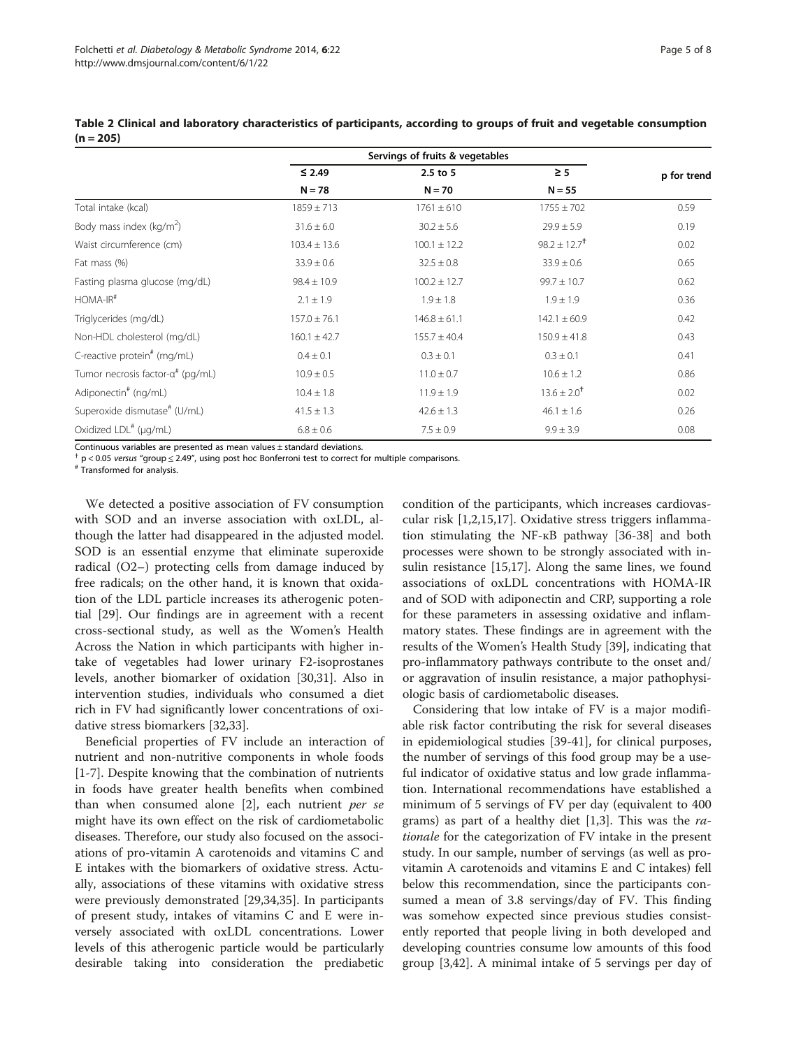**Table 2 Clinical and laboratory characteristics of participants, according to groups of fruit and vegetable consumption (n = 205)**

| | Servings of fruits & vegetables | | | p for trend |
|---|---|---|---|---|
| | ≤ 2.49 | 2.5 to 5 | ≥ 5 | |
| | N = 78 | N = 70 | N = 55 | |
| Total intake (kcal) | 1859 ± 713 | 1761 ± 610 | 1755 ± 702 | 0.59 |
| Body mass index (kg/m$^2$) | 31.6 ± 6.0 | 30.2 ± 5.6 | 29.9 ± 5.9 | 0.19 |
| Waist circumference (cm) | 103.4 ± 13.6 | 100.1 ± 12.2 | 98.2 ± 12.7† | 0.02 |
| Fat mass (%) | 33.9 ± 0.6 | 32.5 ± 0.8 | 33.9 ± 0.6 | 0.65 |
| Fasting plasma glucose (mg/dL) | 98.4 ± 10.9 | 100.2 ± 12.7 | 99.7 ± 10.7 | 0.62 |
| HOMA-IR# | 2.1 ± 1.9 | 1.9 ± 1.8 | 1.9 ± 1.9 | 0.36 |
| Triglycerides (mg/dL) | 157.0 ± 76.1 | 146.8 ± 61.1 | 142.1 ± 60.9 | 0.42 |
| Non-HDL cholesterol (mg/dL) | 160.1 ± 42.7 | 155.7 ± 40.4 | 150.9 ± 41.8 | 0.43 |
| C-reactive protein# (mg/mL) | 0.4 ± 0.1 | 0.3 ± 0.1 | 0.3 ± 0.1 | 0.41 |
| Tumor necrosis factor-α# (pg/mL) | 10.9 ± 0.5 | 11.0 ± 0.7 | 10.6 ± 1.2 | 0.86 |
| Adiponectin# (ng/mL) | 10.4 ± 1.8 | 11.9 ± 1.9 | 13.6 ± 2.0† | 0.02 |
| Superoxide dismutase# (U/mL) | 41.5 ± 1.3 | 42.6 ± 1.3 | 46.1 ± 1.6 | 0.26 |
| Oxidized LDL# (μg/mL) | 6.8 ± 0.6 | 7.5 ± 0.9 | 9.9 ± 3.9 | 0.08 |

Continuous variables are presented as mean values ± standard deviations.
† $p < 0.05$ *versus* "group ≤ 2.49", using post hoc Bonferroni test to correct for multiple comparisons.
# Transformed for analysis.

We detected a positive association of FV consumption with SOD and an inverse association with oxLDL, although the latter had disappeared in the adjusted model. SOD is an essential enzyme that eliminate superoxide radical (O2−) protecting cells from damage induced by free radicals; on the other hand, it is known that oxidation of the LDL particle increases its atherogenic potential [29]. Our findings are in agreement with a recent cross-sectional study, as well as the Women's Health Across the Nation in which participants with higher intake of vegetables had lower urinary F2-isoprostanes levels, another biomarker of oxidation [30,31]. Also in intervention studies, individuals who consumed a diet rich in FV had significantly lower concentrations of oxidative stress biomarkers [32,33].

Beneficial properties of FV include an interaction of nutrient and non-nutritive components in whole foods [1-7]. Despite knowing that the combination of nutrients in foods have greater health benefits when combined than when consumed alone [2], each nutrient *per se* might have its own effect on the risk of cardiometabolic diseases. Therefore, our study also focused on the associations of pro-vitamin A carotenoids and vitamins C and E intakes with the biomarkers of oxidative stress. Actually, associations of these vitamins with oxidative stress were previously demonstrated [29,34,35]. In participants of present study, intakes of vitamins C and E were inversely associated with oxLDL concentrations. Lower levels of this atherogenic particle would be particularly desirable taking into consideration the prediabetic condition of the participants, which increases cardiovascular risk [1,2,15,17]. Oxidative stress triggers inflammation stimulating the NF-κB pathway [36-38] and both processes were shown to be strongly associated with insulin resistance [15,17]. Along the same lines, we found associations of oxLDL concentrations with HOMA-IR and of SOD with adiponectin and CRP, supporting a role for these parameters in assessing oxidative and inflammatory states. These findings are in agreement with the results of the Women's Health Study [39], indicating that pro-inflammatory pathways contribute to the onset and/or aggravation of insulin resistance, a major pathophysiologic basis of cardiometabolic diseases.

Considering that low intake of FV is a major modifiable risk factor contributing the risk for several diseases in epidemiological studies [39-41], for clinical purposes, the number of servings of this food group may be a useful indicator of oxidative status and low grade inflammation. International recommendations have established a minimum of 5 servings of FV per day (equivalent to 400 grams) as part of a healthy diet [1,3]. This was the *rationale* for the categorization of FV intake in the present study. In our sample, number of servings (as well as pro-vitamin A carotenoids and vitamins E and C intakes) fell below this recommendation, since the participants consumed a mean of 3.8 servings/day of FV. This finding was somehow expected since previous studies consistently reported that people living in both developed and developing countries consume low amounts of this food group [3,42]. A minimal intake of 5 servings per day of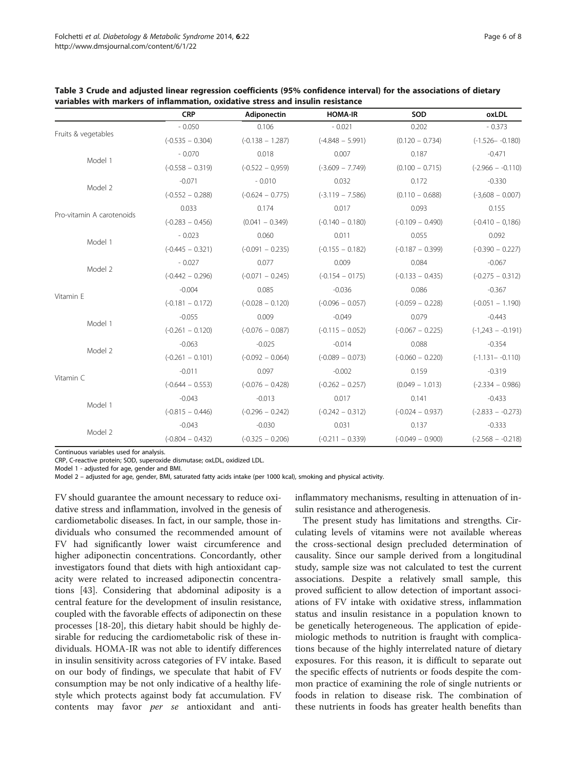**Table 3 Crude and adjusted linear regression coefficients (95% confidence interval) for the associations of dietary variables with markers of inflammation, oxidative stress and insulin resistance**

| | CRP | Adiponectin | HOMA-IR | SOD | oxLDL |
|---|---|---|---|---|---|
| Fruits & vegetables | - 0.050 | 0.106 | - 0.021 | 0.202 | - 0.373 |
| | (-0.535 – 0.304) | (-0.138 – 1.287) | (-4.848 – 5.991) | (0.120 – 0.734) | (-1.526– -0.180) |
| Model 1 | - 0.070 | 0.018 | 0.007 | 0.187 | -0.471 |
| | (-0.558 – 0.319) | (-0.522 – 0,959) | (-3.609 – 7.749) | (0.100 – 0.715) | (-2.966 – -0.110) |
| Model 2 | -0.071 | - 0.010 | 0.032 | 0.172 | -0.330 |
| | (-0.552 – 0.288) | (-0.624 – 0.775) | (-3.119 – 7.586) | (0.110 – 0.688) | (-3,608 – 0.007) |
| Pro-vitamin A carotenoids | 0.033 | 0.174 | 0.017 | 0.093 | 0.155 |
| | (-0.283 – 0.456) | (0.041 – 0.349) | (-0.140 – 0.180) | (-0.109 – 0.490) | (-0.410 – 0,186) |
| Model 1 | - 0.023 | 0.060 | 0.011 | 0.055 | 0.092 |
| | (-0.445 – 0.321) | (-0.091 – 0.235) | (-0.155 – 0.182) | (-0.187 – 0.399) | (-0.390 – 0.227) |
| Model 2 | - 0.027 | 0.077 | 0.009 | 0.084 | -0.067 |
| | (-0.442 – 0.296) | (-0.071 – 0.245) | (-0.154 – 0175) | (-0.133 – 0.435) | (-0.275 – 0.312) |
| Vitamin E | -0.004 | 0.085 | -0.036 | 0.086 | -0.367 |
| | (-0.181 – 0.172) | (-0.028 – 0.120) | (-0.096 – 0.057) | (-0.059 – 0.228) | (-0.051 – 1.190) |
| Model 1 | -0.055 | 0.009 | -0.049 | 0.079 | -0.443 |
| | (-0.261 – 0.120) | (-0.076 – 0.087) | (-0.115 – 0.052) | (-0.067 – 0.225) | (-1,243 – -0.191) |
| Model 2 | -0.063 | -0.025 | -0.014 | 0.088 | -0.354 |
| | (-0.261 – 0.101) | (-0.092 – 0.064) | (-0.089 – 0.073) | (-0.060 – 0.220) | (-1.131– -0.110) |
| Vitamin C | -0.011 | 0.097 | -0.002 | 0.159 | -0.319 |
| | (-0.644 – 0.553) | (-0.076 – 0.428) | (-0.262 – 0.257) | (0.049 – 1.013) | (-2.334 – 0.986) |
| Model 1 | -0.043 | -0.013 | 0.017 | 0.141 | -0.433 |
| | (-0.815 – 0.446) | (-0.296 – 0.242) | (-0.242 – 0.312) | (-0.024 – 0.937) | (-2.833 – -0.273) |
| Model 2 | -0.043 | -0.030 | 0.031 | 0.137 | -0.333 |
| | (-0.804 – 0.432) | (-0.325 – 0.206) | (-0.211 – 0.339) | (-0.049 – 0.900) | (-2.568 – -0.218) |

Continuous variables used for analysis.
CRP, C-reactive protein; SOD, superoxide dismutase; oxLDL, oxidized LDL.
Model 1 - adjusted for age, gender and BMI.
Model 2 – adjusted for age, gender, BMI, saturated fatty acids intake (per 1000 kcal), smoking and physical activity.

FV should guarantee the amount necessary to reduce oxidative stress and inflammation, involved in the genesis of cardiometabolic diseases. In fact, in our sample, those individuals who consumed the recommended amount of FV had significantly lower waist circumference and higher adiponectin concentrations. Concordantly, other investigators found that diets with high antioxidant capacity were related to increased adiponectin concentrations [43]. Considering that abdominal adiposity is a central feature for the development of insulin resistance, coupled with the favorable effects of adiponectin on these processes [18-20], this dietary habit should be highly desirable for reducing the cardiometabolic risk of these individuals. HOMA-IR was not able to identify differences in insulin sensitivity across categories of FV intake. Based on our body of findings, we speculate that habit of FV consumption may be not only indicative of a healthy lifestyle which protects against body fat accumulation. FV contents may favor *per se* antioxidant and anti-inflammatory mechanisms, resulting in attenuation of insulin resistance and atherogenesis.

The present study has limitations and strengths. Circulating levels of vitamins were not available whereas the cross-sectional design precluded determination of causality. Since our sample derived from a longitudinal study, sample size was not calculated to test the current associations. Despite a relatively small sample, this proved sufficient to allow detection of important associations of FV intake with oxidative stress, inflammation status and insulin resistance in a population known to be genetically heterogeneous. The application of epidemiologic methods to nutrition is fraught with complications because of the highly interrelated nature of dietary exposures. For this reason, it is difficult to separate out the specific effects of nutrients or foods despite the common practice of examining the role of single nutrients or foods in relation to disease risk. The combination of these nutrients in foods has greater health benefits than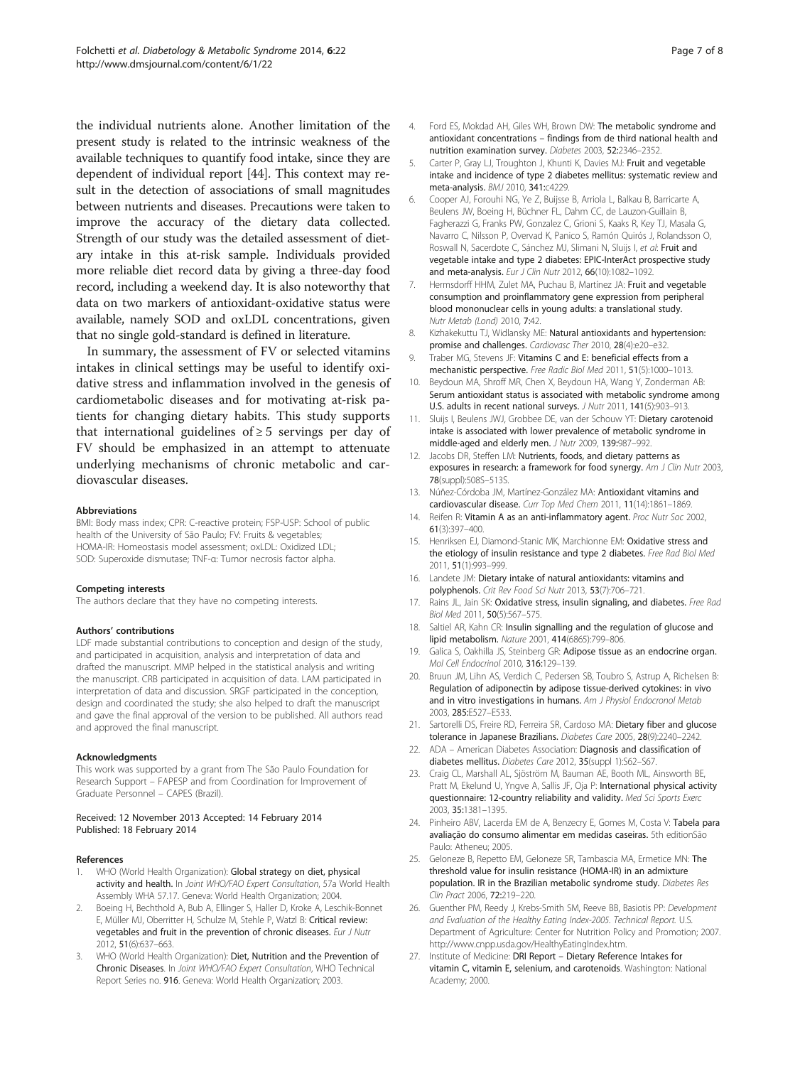the individual nutrients alone. Another limitation of the present study is related to the intrinsic weakness of the available techniques to quantify food intake, since they are dependent of individual report [44]. This context may result in the detection of associations of small magnitudes between nutrients and diseases. Precautions were taken to improve the accuracy of the dietary data collected. Strength of our study was the detailed assessment of dietary intake in this at-risk sample. Individuals provided more reliable diet record data by giving a three-day food record, including a weekend day. It is also noteworthy that data on two markers of antioxidant-oxidative status were available, namely SOD and oxLDL concentrations, given that no single gold-standard is defined in literature.

In summary, the assessment of FV or selected vitamins intakes in clinical settings may be useful to identify oxidative stress and inflammation involved in the genesis of cardiometabolic diseases and for motivating at-risk patients for changing dietary habits. This study supports that international guidelines of ≥ 5 servings per day of FV should be emphasized in an attempt to attenuate underlying mechanisms of chronic metabolic and cardiovascular diseases.

#### Abbreviations

BMI: Body mass index; CPR: C-reactive protein; FSP-USP: School of public health of the University of São Paulo; FV: Fruits & vegetables; HOMA-IR: Homeostasis model assessment; oxLDL: Oxidized LDL; SOD: Superoxide dismutase; TNF-α: Tumor necrosis factor alpha.

#### Competing interests

The authors declare that they have no competing interests.

#### Authors' contributions

LDF made substantial contributions to conception and design of the study, and participated in acquisition, analysis and interpretation of data and drafted the manuscript. MMP helped in the statistical analysis and writing the manuscript. CRB participated in acquisition of data. LAM participated in interpretation of data and discussion. SRGF participated in the conception, design and coordinated the study; she also helped to draft the manuscript and gave the final approval of the version to be published. All authors read and approved the final manuscript.

#### Acknowledgments

This work was supported by a grant from The São Paulo Foundation for Research Support – FAPESP and from Coordination for Improvement of Graduate Personnel – CAPES (Brazil).

Received: 12 November 2013 Accepted: 14 February 2014
Published: 18 February 2014

#### References

1. WHO (World Health Organization): **Global strategy on diet, physical activity and health.** In *Joint WHO/FAO Expert Consultation*, 57a World Health Assembly WHA 57.17. Geneva: World Health Organization; 2004.
2. Boeing H, Bechthold A, Bub A, Ellinger S, Haller D, Kroke A, Leschik-Bonnet E, Müller MJ, Oberritter H, Schulze M, Stehle P, Watzl B: **Critical review: vegetables and fruit in the prevention of chronic diseases.** *Eur J Nutr* 2012, **51**(6):637–663.
3. WHO (World Health Organization): **Diet, Nutrition and the Prevention of Chronic Diseases**. In *Joint WHO/FAO Expert Consultation*, WHO Technical Report Series no. **916**. Geneva: World Health Organization; 2003.
4. Ford ES, Mokdad AH, Giles WH, Brown DW: **The metabolic syndrome and antioxidant concentrations – findings from de third national health and nutrition examination survey.** *Diabetes* 2003, **52:**2346–2352.
5. Carter P, Gray LJ, Troughton J, Khunti K, Davies MJ: **Fruit and vegetable intake and incidence of type 2 diabetes mellitus: systematic review and meta-analysis.** *BMJ* 2010, **341:**c4229.
6. Cooper AJ, Forouhi NG, Ye Z, Buijsse B, Arriola L, Balkau B, Barricarte A, Beulens JW, Boeing H, Büchner FL, Dahm CC, de Lauzon-Guillain B, Fagherazzi G, Franks PW, Gonzalez C, Grioni S, Kaaks R, Key TJ, Masala G, Navarro C, Nilsson P, Overvad K, Panico S, Ramón Quirós J, Rolandsson O, Roswall N, Sacerdote C, Sánchez MJ, Slimani N, Sluijs I, *et al*: **Fruit and vegetable intake and type 2 diabetes: EPIC-InterAct prospective study and meta-analysis.** *Eur J Clin Nutr* 2012, **66**(10):1082–1092.
7. Hermsdorff HHM, Zulet MA, Puchau B, Martínez JA: **Fruit and vegetable consumption and proinflammatory gene expression from peripheral blood mononuclear cells in young adults: a translational study.** *Nutr Metab (Lond)* 2010, **7:**42.
8. Kizhakekuttu TJ, Widlansky ME: **Natural antioxidants and hypertension: promise and challenges.** *Cardiovasc Ther* 2010, **28**(4):e20–e32.
9. Traber MG, Stevens JF: **Vitamins C and E: beneficial effects from a mechanistic perspective.** *Free Radic Biol Med* 2011, **51**(5):1000–1013.
10. Beydoun MA, Shroff MR, Chen X, Beydoun HA, Wang Y, Zonderman AB: **Serum antioxidant status is associated with metabolic syndrome among U.S. adults in recent national surveys.** *J Nutr* 2011, **141**(5):903–913.
11. Sluijs I, Beulens JWJ, Grobbee DE, van der Schouw YT: **Dietary carotenoid intake is associated with lower prevalence of metabolic syndrome in middle-aged and elderly men.** *J Nutr* 2009, **139:**987–992.
12. Jacobs DR, Steffen LM: **Nutrients, foods, and dietary patterns as exposures in research: a framework for food synergy.** *Am J Clin Nutr* 2003, **78**(suppl):508S–513S.
13. Núñez-Córdoba JM, Martínez-González MA: **Antioxidant vitamins and cardiovascular disease.** *Curr Top Med Chem* 2011, **11**(14):1861–1869.
14. Reifen R: **Vitamin A as an anti-inflammatory agent.** *Proc Nutr Soc* 2002, **61**(3):397–400.
15. Henriksen EJ, Diamond-Stanic MK, Marchionne EM: **Oxidative stress and the etiology of insulin resistance and type 2 diabetes.** *Free Rad Biol Med* 2011, **51**(1):993–999.
16. Landete JM: **Dietary intake of natural antioxidants: vitamins and polyphenols.** *Crit Rev Food Sci Nutr* 2013, **53**(7):706–721.
17. Rains JL, Jain SK: **Oxidative stress, insulin signaling, and diabetes.** *Free Rad Biol Med* 2011, **50**(5):567–575.
18. Saltiel AR, Kahn CR: **Insulin signalling and the regulation of glucose and lipid metabolism.** *Nature* 2001, **414**(6865):799–806.
19. Galica S, Oakhilla JS, Steinberg GR: **Adipose tissue as an endocrine organ.** *Mol Cell Endocrinol* 2010, **316:**129–139.
20. Bruun JM, Lihn AS, Verdich C, Pedersen SB, Toubro S, Astrup A, Richelsen B: **Regulation of adiponectin by adipose tissue-derived cytokines: in vivo and in vitro investigations in humans.** *Am J Physiol Endocronol Metab* 2003, **285:**E527–E533.
21. Sartorelli DS, Freire RD, Ferreira SR, Cardoso MA: **Dietary fiber and glucose tolerance in Japanese Brazilians.** *Diabetes Care* 2005, **28**(9):2240–2242.
22. ADA – American Diabetes Association: **Diagnosis and classification of diabetes mellitus.** *Diabetes Care* 2012, **35**(suppl 1):S62–S67.
23. Craig CL, Marshall AL, Sjöström M, Bauman AE, Booth ML, Ainsworth BE, Pratt M, Ekelund U, Yngve A, Sallis JF, Oja P: **International physical activity questionnaire: 12-country reliability and validity.** *Med Sci Sports Exerc* 2003, **35:**1381–1395.
24. Pinheiro ABV, Lacerda EM de A, Benzecry E, Gomes M, Costa V: **Tabela para avaliação do consumo alimentar em medidas caseiras.** 5th editionSão Paulo: Atheneu; 2005.
25. Geloneze B, Repetto EM, Geloneze SR, Tambascia MA, Ermetice MN: **The threshold value for insulin resistance (HOMA-IR) in an admixture population. IR in the Brazilian metabolic syndrome study.** *Diabetes Res Clin Pract* 2006, **72:**219–220.
26. Guenther PM, Reedy J, Krebs-Smith SM, Reeve BB, Basiotis PP: *Development and Evaluation of the Healthy Eating Index-2005. Technical Report.* U.S. Department of Agriculture: Center for Nutrition Policy and Promotion; 2007. http://www.cnpp.usda.gov/HealthyEatingIndex.htm.
27. Institute of Medicine: **DRI Report – Dietary Reference Intakes for vitamin C, vitamin E, selenium, and carotenoids**. Washington: National Academy; 2000.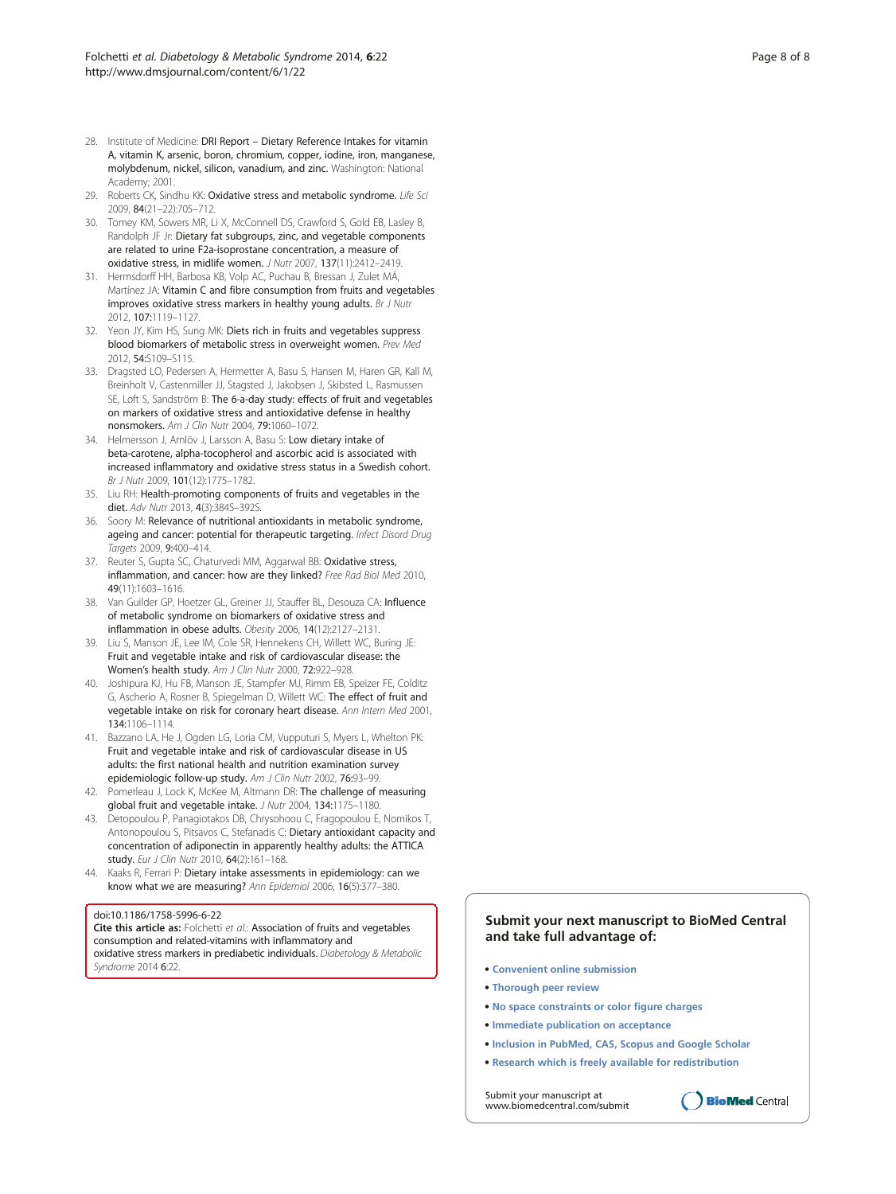28. Institute of Medicine: **DRI Report – Dietary Reference Intakes for vitamin A, vitamin K, arsenic, boron, chromium, copper, iodine, iron, manganese, molybdenum, nickel, silicon, vanadium, and zinc.** Washington: National Academy; 2001.
29. Roberts CK, Sindhu KK: **Oxidative stress and metabolic syndrome.** *Life Sci* 2009, **84**(21–22):705–712.
30. Tomey KM, Sowers MR, Li X, McConnell DS, Crawford S, Gold EB, Lasley B, Randolph JF Jr: **Dietary fat subgroups, zinc, and vegetable components are related to urine F2a-isoprostane concentration, a measure of oxidative stress, in midlife women.** *J Nutr* 2007, **137**(11):2412–2419.
31. Hermsdorff HH, Barbosa KB, Volp AC, Puchau B, Bressan J, Zulet MÁ, Martínez JA: **Vitamin C and fibre consumption from fruits and vegetables improves oxidative stress markers in healthy young adults.** *Br J Nutr* 2012, **107:**1119–1127.
32. Yeon JY, Kim HS, Sung MK: **Diets rich in fruits and vegetables suppress blood biomarkers of metabolic stress in overweight women.** *Prev Med* 2012, **54:**S109–S115.
33. Dragsted LO, Pedersen A, Hermetter A, Basu S, Hansen M, Haren GR, Kall M, Breinholt V, Castenmiller JJ, Stagsted J, Jakobsen J, Skibsted L, Rasmussen SE, Loft S, Sandström B: **The 6-a-day study: effects of fruit and vegetables on markers of oxidative stress and antioxidative defense in healthy nonsmokers.** *Am J Clin Nutr* 2004, **79:**1060–1072.
34. Helmersson J, Arnlöv J, Larsson A, Basu S: **Low dietary intake of beta-carotene, alpha-tocopherol and ascorbic acid is associated with increased inflammatory and oxidative stress status in a Swedish cohort.** *Br J Nutr* 2009, **101**(12):1775–1782.
35. Liu RH: **Health-promoting components of fruits and vegetables in the diet.** *Adv Nutr* 2013, **4**(3):384S–392S.
36. Soory M: **Relevance of nutritional antioxidants in metabolic syndrome, ageing and cancer: potential for therapeutic targeting.** *Infect Disord Drug Targets* 2009, **9:**400–414.
37. Reuter S, Gupta SC, Chaturvedi MM, Aggarwal BB: **Oxidative stress, inflammation, and cancer: how are they linked?** *Free Rad Biol Med* 2010, **49**(11):1603–1616.
38. Van Guilder GP, Hoetzer GL, Greiner JJ, Stauffer BL, Desouza CA: **Influence of metabolic syndrome on biomarkers of oxidative stress and inflammation in obese adults.** *Obesity* 2006, **14**(12):2127–2131.
39. Liu S, Manson JE, Lee IM, Cole SR, Hennekens CH, Willett WC, Buring JE: **Fruit and vegetable intake and risk of cardiovascular disease: the Women's health study.** *Am J Clin Nutr* 2000, **72:**922–928.
40. Joshipura KJ, Hu FB, Manson JE, Stampfer MJ, Rimm EB, Speizer FE, Colditz G, Ascherio A, Rosner B, Spiegelman D, Willett WC: **The effect of fruit and vegetable intake on risk for coronary heart disease.** *Ann Intern Med* 2001, **134:**1106–1114.
41. Bazzano LA, He J, Ogden LG, Loria CM, Vupputuri S, Myers L, Whelton PK: **Fruit and vegetable intake and risk of cardiovascular disease in US adults: the first national health and nutrition examination survey epidemiologic follow-up study.** *Am J Clin Nutr* 2002, **76:**93–99.
42. Pomerleau J, Lock K, McKee M, Altmann DR: **The challenge of measuring global fruit and vegetable intake.** *J Nutr* 2004, **134:**1175–1180.
43. Detopoulou P, Panagiotakos DB, Chrysohoou C, Fragopoulou E, Nomikos T, Antonopoulou S, Pitsavos C, Stefanadis C: **Dietary antioxidant capacity and concentration of adiponectin in apparently healthy adults: the ATTICA study.** *Eur J Clin Nutr* 2010, **64**(2):161–168.
44. Kaaks R, Ferrari P: **Dietary intake assessments in epidemiology: can we know what we are measuring?** *Ann Epidemiol* 2006, **16**(5):377–380.

doi:10.1186/1758-5996-6-22
**Cite this article as:** Folchetti *et al.*: Association of fruits and vegetables consumption and related-vitamins with inflammatory and oxidative stress markers in prediabetic individuals. *Diabetology & Metabolic Syndrome* 2014 **6**:22.

**Submit your next manuscript to BioMed Central and take full advantage of:**

- **Convenient online submission**
- **Thorough peer review**
- **No space constraints or color figure charges**
- **Immediate publication on acceptance**
- **Inclusion in PubMed, CAS, Scopus and Google Scholar**
- **Research which is freely available for redistribution**

Submit your manuscript at
www.biomedcentral.com/submit

BioMed Central